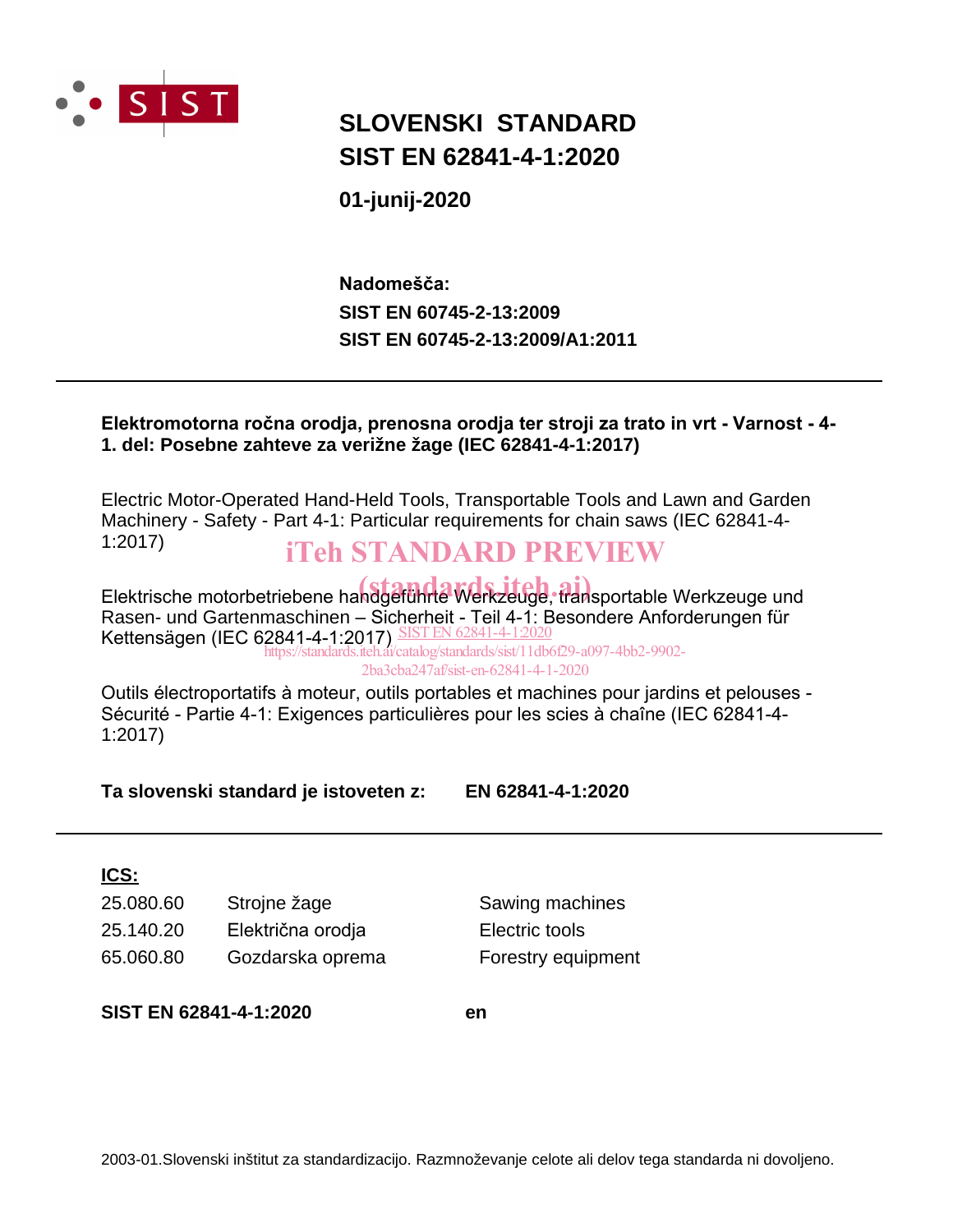# SLOVENSKI STANDARD
# SIST EN 62841-4-1:2020

**01-junij-2020**

**Nadomešča:**
**SIST EN 60745-2-13:2009**
**SIST EN 60745-2-13:2009/A1:2011**

---

**Elektromotorna ročna orodja, prenosna orodja ter stroji za trato in vrt - Varnost - 4-1. del: Posebne zahteve za verižne žage (IEC 62841-4-1:2017)**

Electric Motor-Operated Hand-Held Tools, Transportable Tools and Lawn and Garden Machinery - Safety - Part 4-1: Particular requirements for chain saws (IEC 62841-4-1:2017)

iTeh STANDARD PREVIEW
(standards.iteh.ai)

Elektrische motorbetriebene handgeführte Werkzeuge, transportable Werkzeuge und Rasen- und Gartenmaschinen – Sicherheit - Teil 4-1: Besondere Anforderungen für Kettensägen (IEC 62841-4-1:2017)

SIST EN 62841-4-1:2020
https://standards.iteh.ai/catalog/standards/sist/11db6f29-a097-4bb2-9902-2ba3cba247af/sist-en-62841-4-1-2020

Outils électroportatifs à moteur, outils portables et machines pour jardins et pelouses - Sécurité - Partie 4-1: Exigences particulières pour les scies à chaîne (IEC 62841-4-1:2017)

**Ta slovenski standard je istoveten z:** **EN 62841-4-1:2020**

---

**ICS:**

| | | |
|---|---|---|
| 25.080.60 | Strojne žage | Sawing machines |
| 25.140.20 | Električna orodja | Electric tools |
| 65.060.80 | Gozdarska oprema | Forestry equipment |

**SIST EN 62841-4-1:2020** **en**

2003-01.Slovenski inštitut za standardizacijo. Razmnoževanje celote ali delov tega standarda ni dovoljeno.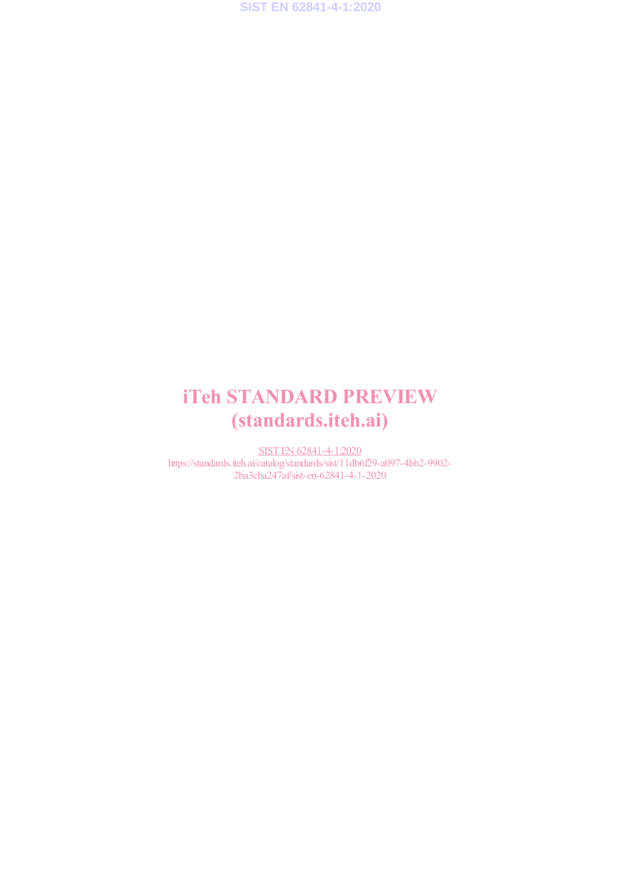# iTeh STANDARD PREVIEW
# (standards.iteh.ai)

SIST EN 62841-4-1:2020
https://standards.iteh.ai/catalog/standards/sist/11db6f29-a097-4bb2-9902-2ba3cba247af/sist-en-62841-4-1-2020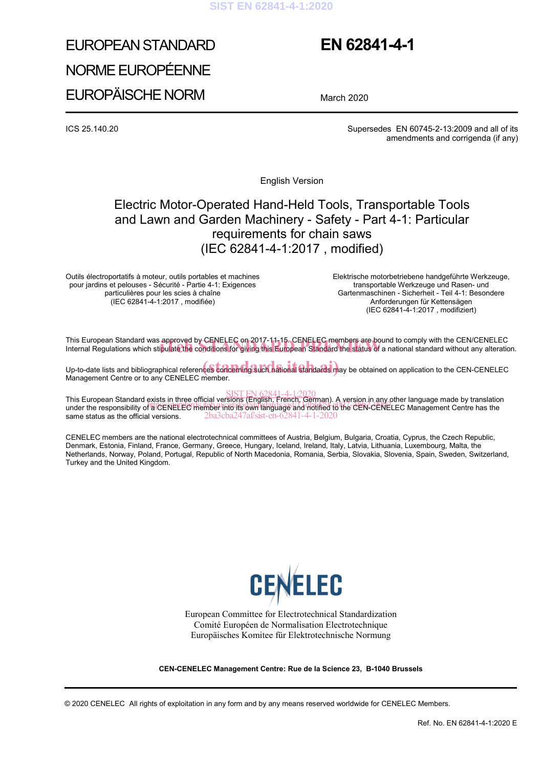EUROPEAN STANDARD

NORME EUROPÉENNE

EUROPÄISCHE NORM

# EN 62841-4-1

March 2020

ICS 25.140.20

Supersedes EN 60745-2-13:2009 and all of its amendments and corrigenda (if any)

English Version

## Electric Motor-Operated Hand-Held Tools, Transportable Tools and Lawn and Garden Machinery - Safety - Part 4-1: Particular requirements for chain saws (IEC 62841-4-1:2017 , modified)

Outils électroportatifs à moteur, outils portables et machines pour jardins et pelouses - Sécurité - Partie 4-1: Exigences particulières pour les scies à chaîne (IEC 62841-4-1:2017 , modifiée)

Elektrische motorbetriebene handgeführte Werkzeuge, transportable Werkzeuge und Rasen- und Gartenmaschinen - Sicherheit - Teil 4-1: Besondere Anforderungen für Kettensägen (IEC 62841-4-1:2017 , modifiziert)

This European Standard was approved by CENELEC on 2017-11-15. CENELEC members are bound to comply with the CEN/CENELEC Internal Regulations which stipulate the conditions for giving this European Standard the status of a national standard without any alteration.

Up-to-date lists and bibliographical references concerning such national standards may be obtained on application to the CEN-CENELEC Management Centre or to any CENELEC member.

This European Standard exists in three official versions (English, French, German). A version in any other language made by translation under the responsibility of a CENELEC member into its own language and notified to the CEN-CENELEC Management Centre has the same status as the official versions.

CENELEC members are the national electrotechnical committees of Austria, Belgium, Bulgaria, Croatia, Cyprus, the Czech Republic, Denmark, Estonia, Finland, France, Germany, Greece, Hungary, Iceland, Ireland, Italy, Latvia, Lithuania, Luxembourg, Malta, the Netherlands, Norway, Poland, Portugal, Republic of North Macedonia, Romania, Serbia, Slovakia, Slovenia, Spain, Sweden, Switzerland, Turkey and the United Kingdom.

European Committee for Electrotechnical Standardization
Comité Européen de Normalisation Electrotechnique
Europäisches Komitee für Elektrotechnische Normung

**CEN-CENELEC Management Centre: Rue de la Science 23, B-1040 Brussels**

© 2020 CENELEC All rights of exploitation in any form and by any means reserved worldwide for CENELEC Members.

Ref. No. EN 62841-4-1:2020 E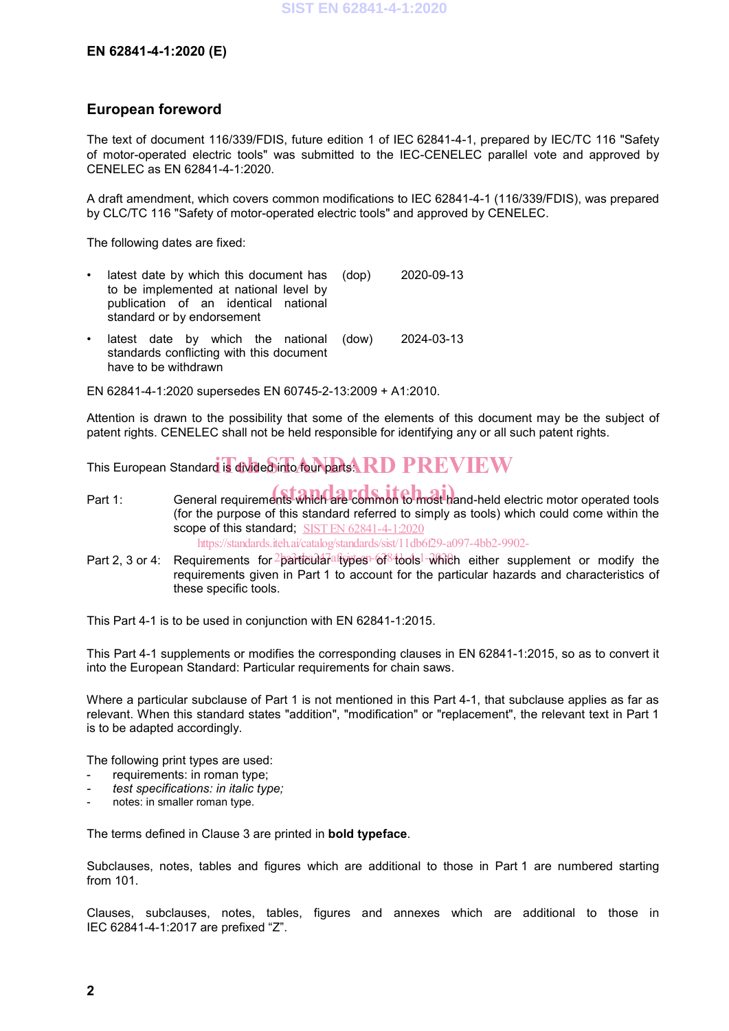## European foreword

The text of document 116/339/FDIS, future edition 1 of IEC 62841-4-1, prepared by IEC/TC 116 "Safety of motor-operated electric tools" was submitted to the IEC-CENELEC parallel vote and approved by CENELEC as EN 62841-4-1:2020.

A draft amendment, which covers common modifications to IEC 62841-4-1 (116/339/FDIS), was prepared by CLC/TC 116 "Safety of motor-operated electric tools" and approved by CENELEC.

The following dates are fixed:

- latest date by which this document has to be implemented at national level by publication of an identical national standard or by endorsement (dop) 2020-09-13
- latest date by which the national standards conflicting with this document have to be withdrawn (dow) 2024-03-13

EN 62841-4-1:2020 supersedes EN 60745-2-13:2009 + A1:2010.

Attention is drawn to the possibility that some of the elements of this document may be the subject of patent rights. CENELEC shall not be held responsible for identifying any or all such patent rights.

This European Standard is divided into four parts:

Part 1: General requirements which are common to most hand-held electric motor operated tools (for the purpose of this standard referred to simply as tools) which could come within the scope of this standard;

Part 2, 3 or 4: Requirements for particular types of tools which either supplement or modify the requirements given in Part 1 to account for the particular hazards and characteristics of these specific tools.

This Part 4-1 is to be used in conjunction with EN 62841-1:2015.

This Part 4-1 supplements or modifies the corresponding clauses in EN 62841-1:2015, so as to convert it into the European Standard: Particular requirements for chain saws.

Where a particular subclause of Part 1 is not mentioned in this Part 4-1, that subclause applies as far as relevant. When this standard states "addition", "modification" or "replacement", the relevant text in Part 1 is to be adapted accordingly.

The following print types are used:

- requirements: in roman type;
- *test specifications: in italic type;*
- notes: in smaller roman type.

The terms defined in Clause 3 are printed in **bold typeface**.

Subclauses, notes, tables and figures which are additional to those in Part 1 are numbered starting from 101.

Clauses, subclauses, notes, tables, figures and annexes which are additional to those in IEC 62841-4-1:2017 are prefixed "Z".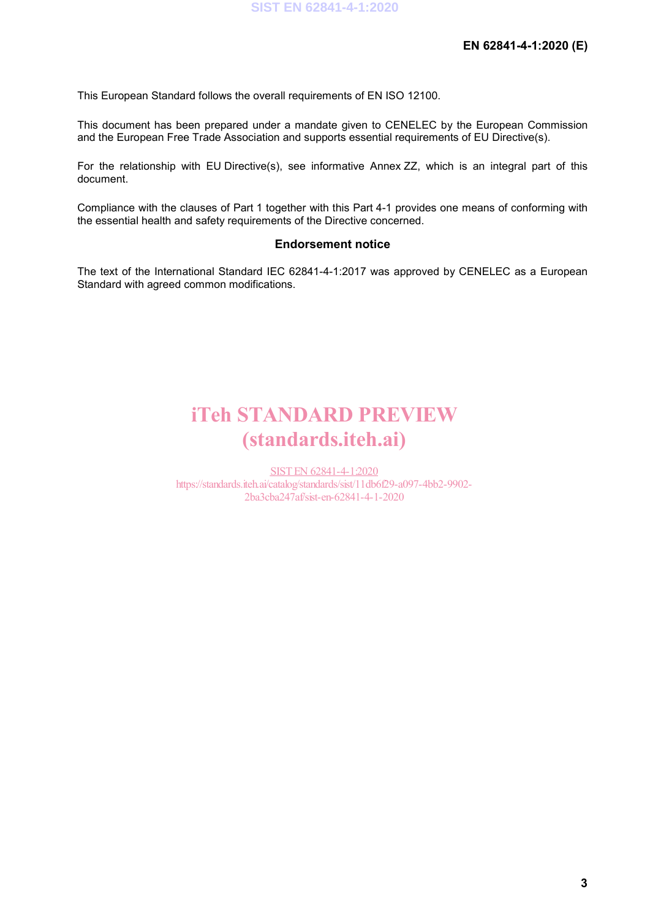This European Standard follows the overall requirements of EN ISO 12100.

This document has been prepared under a mandate given to CENELEC by the European Commission and the European Free Trade Association and supports essential requirements of EU Directive(s).

For the relationship with EU Directive(s), see informative Annex ZZ, which is an integral part of this document.

Compliance with the clauses of Part 1 together with this Part 4-1 provides one means of conforming with the essential health and safety requirements of the Directive concerned.

## Endorsement notice

The text of the International Standard IEC 62841-4-1:2017 was approved by CENELEC as a European Standard with agreed common modifications.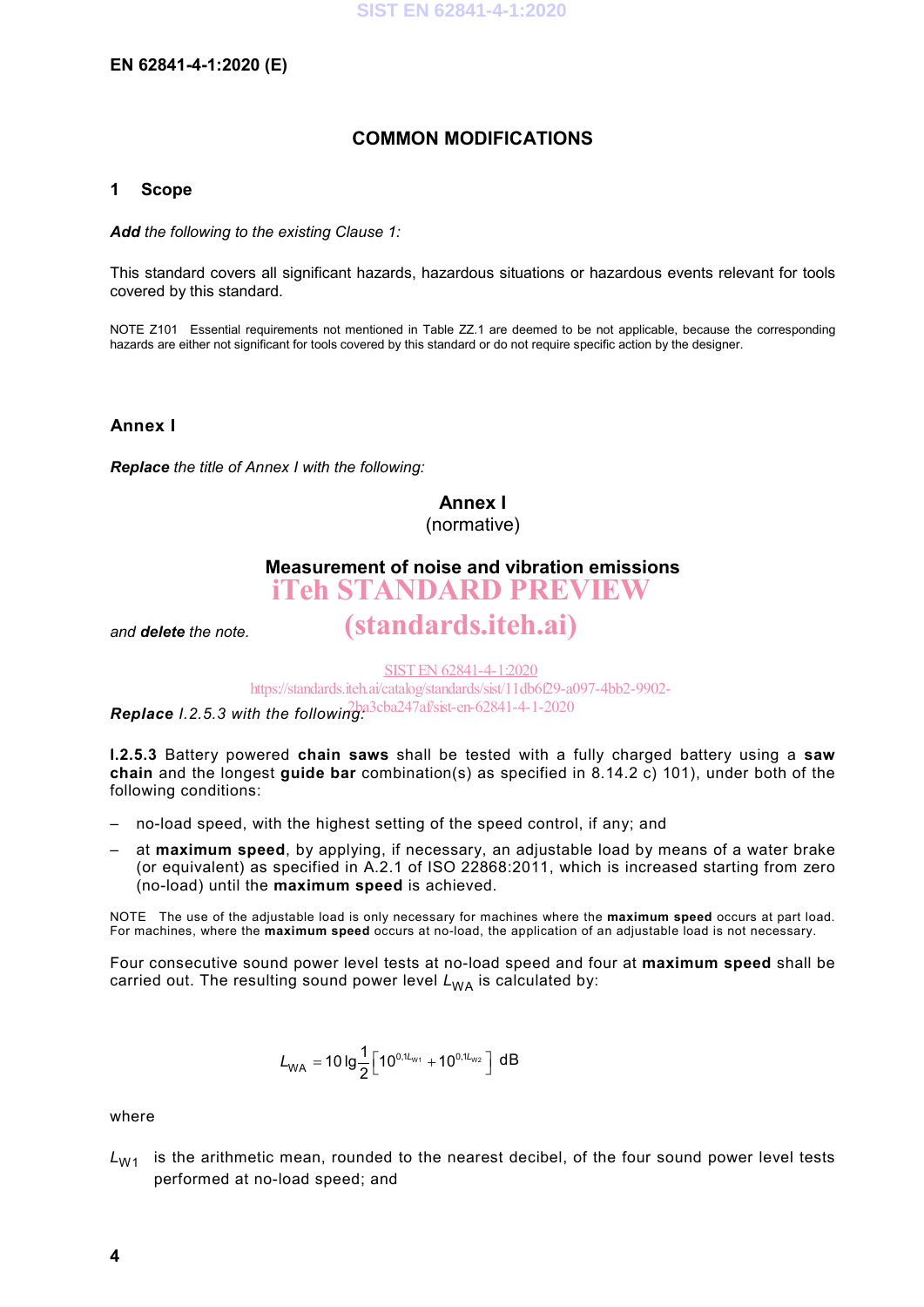## COMMON MODIFICATIONS

### 1 Scope

***Add*** *the following to the existing Clause 1:*

This standard covers all significant hazards, hazardous situations or hazardous events relevant for tools covered by this standard.

NOTE Z101 Essential requirements not mentioned in Table ZZ.1 are deemed to be not applicable, because the corresponding hazards are either not significant for tools covered by this standard or do not require specific action by the designer.

### Annex I

***Replace*** *the title of Annex I with the following:*

**Annex I**
(normative)

**Measurement of noise and vibration emissions**

*and* ***delete*** *the note.*

***Replace*** *I.2.5.3 with the following:*

**I.2.5.3** Battery powered **chain saws** shall be tested with a fully charged battery using a **saw chain** and the longest **guide bar** combination(s) as specified in 8.14.2 c) 101), under both of the following conditions:

- no-load speed, with the highest setting of the speed control, if any; and
- at **maximum speed**, by applying, if necessary, an adjustable load by means of a water brake (or equivalent) as specified in A.2.1 of ISO 22868:2011, which is increased starting from zero (no-load) until the **maximum speed** is achieved.

NOTE The use of the adjustable load is only necessary for machines where the **maximum speed** occurs at part load. For machines, where the **maximum speed** occurs at no-load, the application of an adjustable load is not necessary.

Four consecutive sound power level tests at no-load speed and four at **maximum speed** shall be carried out. The resulting sound power level $L_{WA}$ is calculated by:

$$L_{WA} = 10 \lg \frac{1}{2}\left[10^{0,1L_{W1}} + 10^{0,1L_{W2}}\right] \text{ dB}$$

where

$L_{W1}$ is the arithmetic mean, rounded to the nearest decibel, of the four sound power level tests performed at no-load speed; and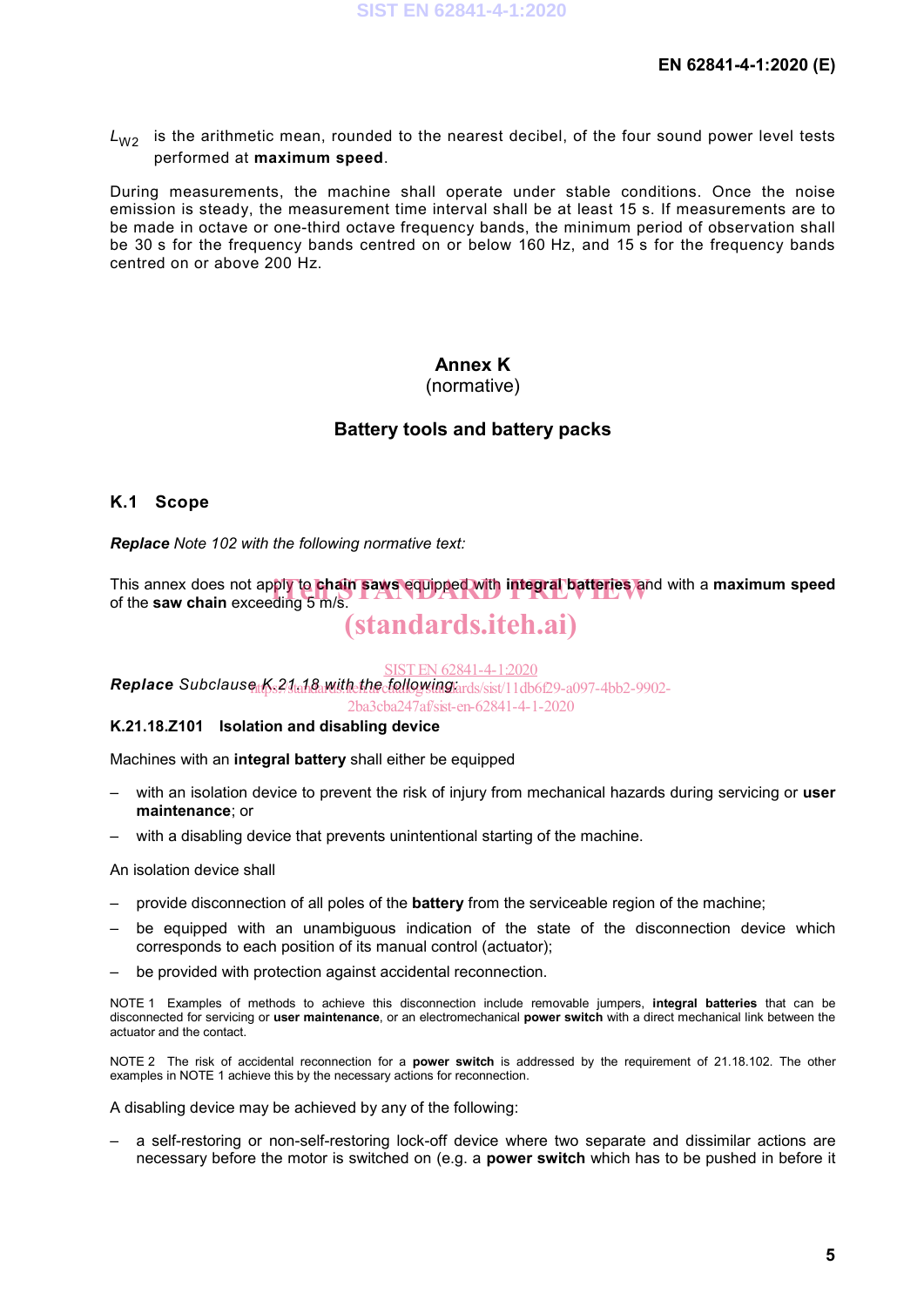$L_{W2}$ is the arithmetic mean, rounded to the nearest decibel, of the four sound power level tests performed at **maximum speed**.

During measurements, the machine shall operate under stable conditions. Once the noise emission is steady, the measurement time interval shall be at least 15 s. If measurements are to be made in octave or one-third octave frequency bands, the minimum period of observation shall be 30 s for the frequency bands centred on or below 160 Hz, and 15 s for the frequency bands centred on or above 200 Hz.

# Annex K
(normative)

## Battery tools and battery packs

### K.1 Scope

***Replace** Note 102 with the following normative text:*

This annex does not apply to **chain saws** equipped with **integral batteries** and with a **maximum speed** of the **saw chain** exceeding 5 m/s.

***Replace** Subclause K.21.18 with the following:*

#### K.21.18.Z101 Isolation and disabling device

Machines with an **integral battery** shall either be equipped

- with an isolation device to prevent the risk of injury from mechanical hazards during servicing or **user maintenance**; or
- with a disabling device that prevents unintentional starting of the machine.

An isolation device shall

- provide disconnection of all poles of the **battery** from the serviceable region of the machine;
- be equipped with an unambiguous indication of the state of the disconnection device which corresponds to each position of its manual control (actuator);
- be provided with protection against accidental reconnection.

NOTE 1 Examples of methods to achieve this disconnection include removable jumpers, **integral batteries** that can be disconnected for servicing or **user maintenance**, or an electromechanical **power switch** with a direct mechanical link between the actuator and the contact.

NOTE 2 The risk of accidental reconnection for a **power switch** is addressed by the requirement of 21.18.102. The other examples in NOTE 1 achieve this by the necessary actions for reconnection.

A disabling device may be achieved by any of the following:

- a self-restoring or non-self-restoring lock-off device where two separate and dissimilar actions are necessary before the motor is switched on (e.g. a **power switch** which has to be pushed in before it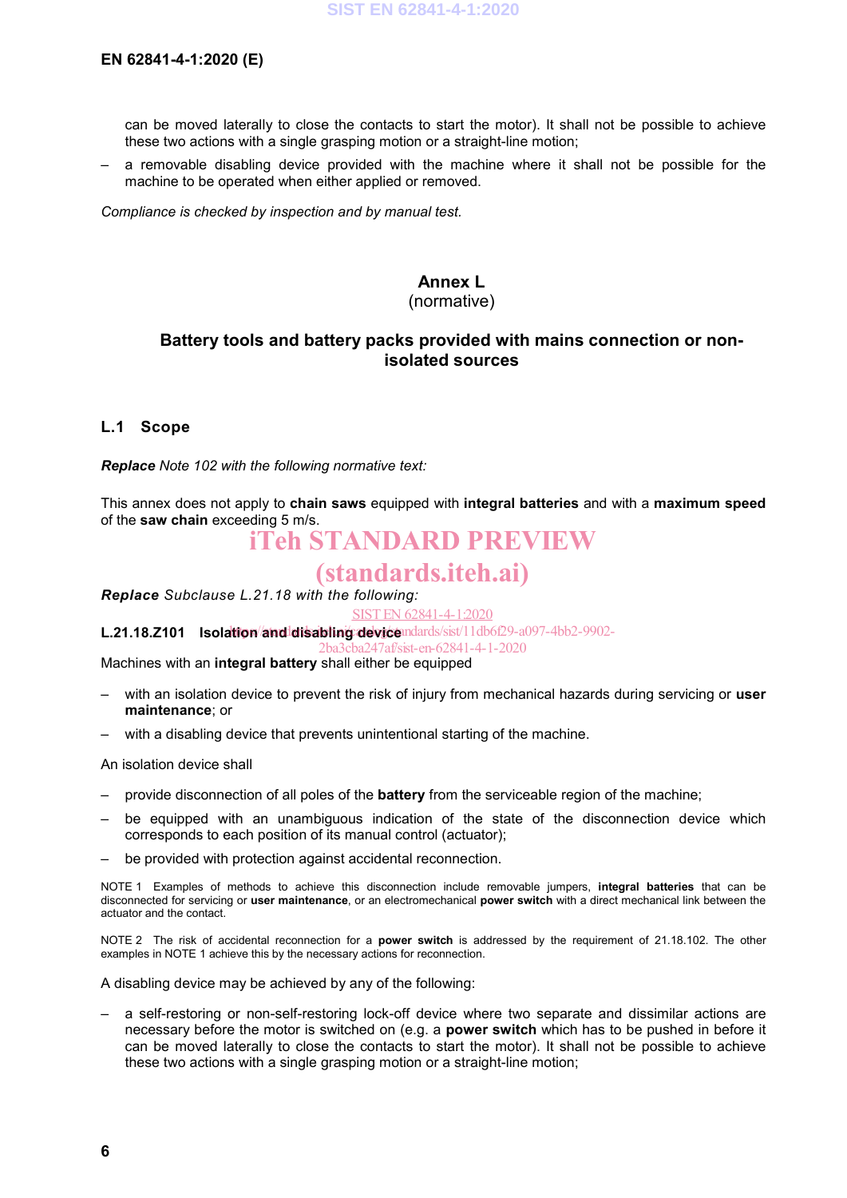can be moved laterally to close the contacts to start the motor). It shall not be possible to achieve these two actions with a single grasping motion or a straight-line motion;

– a removable disabling device provided with the machine where it shall not be possible for the machine to be operated when either applied or removed.

*Compliance is checked by inspection and by manual test.*

# Annex L
(normative)

# Battery tools and battery packs provided with mains connection or non-isolated sources

## L.1 Scope

***Replace** Note 102 with the following normative text:*

This annex does not apply to **chain saws** equipped with **integral batteries** and with a **maximum speed** of the **saw chain** exceeding 5 m/s.

***Replace** Subclause L.21.18 with the following:*

**L.21.18.Z101 Isolation and disabling device**

Machines with an **integral battery** shall either be equipped

– with an isolation device to prevent the risk of injury from mechanical hazards during servicing or **user maintenance**; or

– with a disabling device that prevents unintentional starting of the machine.

An isolation device shall

– provide disconnection of all poles of the **battery** from the serviceable region of the machine;

– be equipped with an unambiguous indication of the state of the disconnection device which corresponds to each position of its manual control (actuator);

– be provided with protection against accidental reconnection.

NOTE 1 Examples of methods to achieve this disconnection include removable jumpers, **integral batteries** that can be disconnected for servicing or **user maintenance**, or an electromechanical **power switch** with a direct mechanical link between the actuator and the contact.

NOTE 2 The risk of accidental reconnection for a **power switch** is addressed by the requirement of 21.18.102. The other examples in NOTE 1 achieve this by the necessary actions for reconnection.

A disabling device may be achieved by any of the following:

– a self-restoring or non-self-restoring lock-off device where two separate and dissimilar actions are necessary before the motor is switched on (e.g. a **power switch** which has to be pushed in before it can be moved laterally to close the contacts to start the motor). It shall not be possible to achieve these two actions with a single grasping motion or a straight-line motion;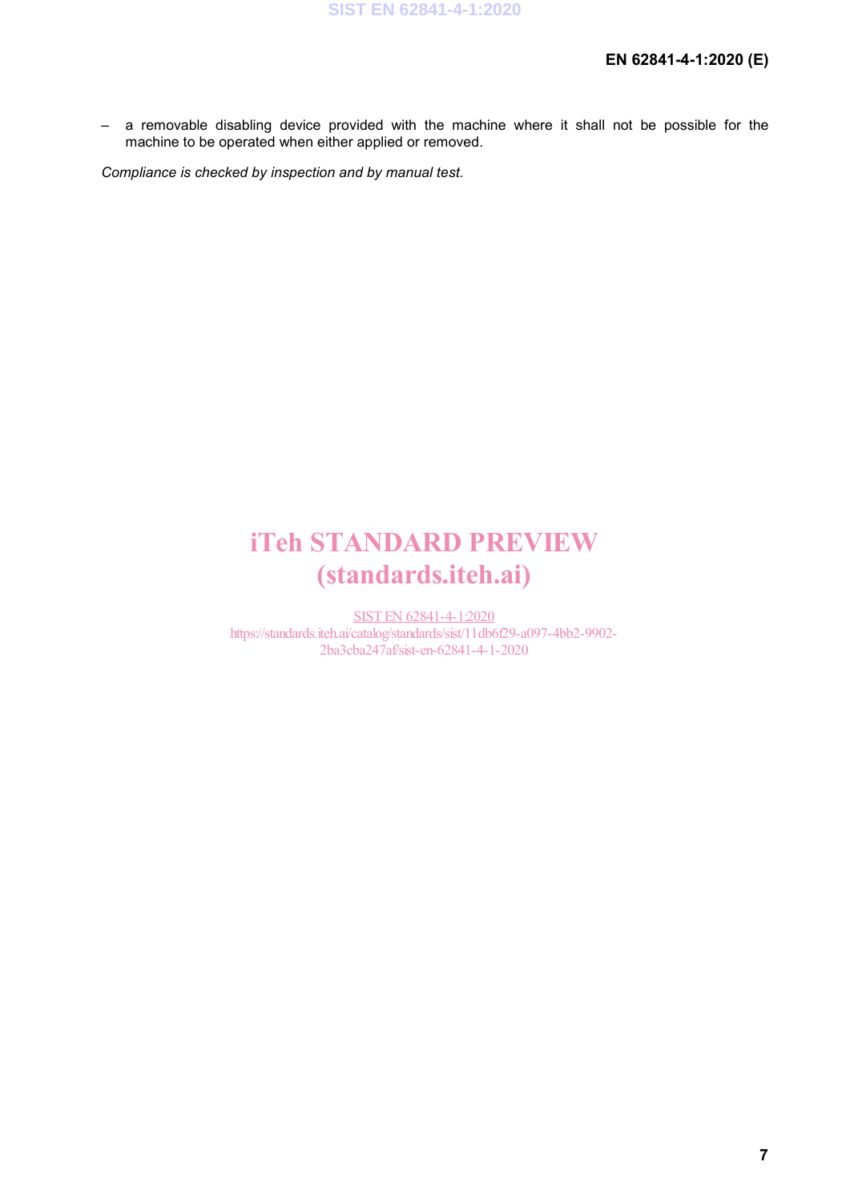– a removable disabling device provided with the machine where it shall not be possible for the machine to be operated when either applied or removed.

*Compliance is checked by inspection and by manual test.*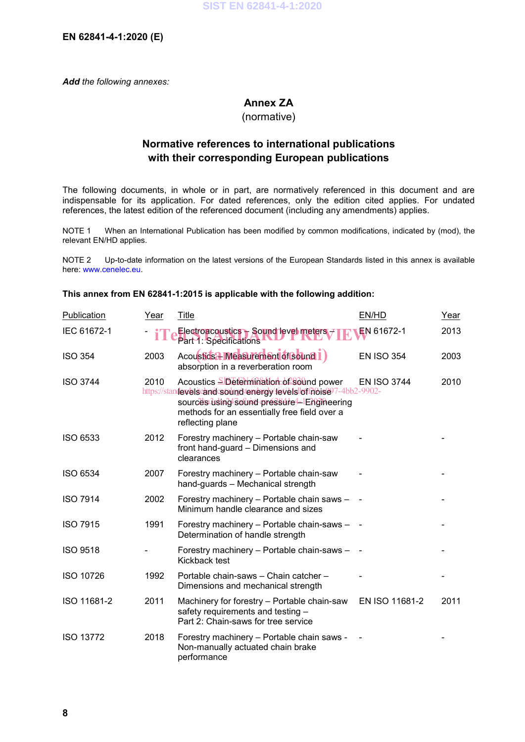*Add* the following annexes:

# Annex ZA
(normative)

## Normative references to international publications with their corresponding European publications

The following documents, in whole or in part, are normatively referenced in this document and are indispensable for its application. For dated references, only the edition cited applies. For undated references, the latest edition of the referenced document (including any amendments) applies.

NOTE 1 When an International Publication has been modified by common modifications, indicated by (mod), the relevant EN/HD applies.

NOTE 2 Up-to-date information on the latest versions of the European Standards listed in this annex is available here: www.cenelec.eu.

**This annex from EN 62841-1:2015 is applicable with the following addition:**

| Publication | Year | Title | EN/HD | Year |
|---|---|---|---|---|
| IEC 61672-1 | - | Electroacoustics – Sound level meters – Part 1: Specifications | EN 61672-1 | 2013 |
| ISO 354 | 2003 | Acoustics – Measurement of sound absorption in a reverberation room | EN ISO 354 | 2003 |
| ISO 3744 | 2010 | Acoustics – Determination of sound power levels and sound energy levels of noise sources using sound pressure – Engineering methods for an essentially free field over a reflecting plane | EN ISO 3744 | 2010 |
| ISO 6533 | 2012 | Forestry machinery – Portable chain-saw front hand-guard – Dimensions and clearances | - | - |
| ISO 6534 | 2007 | Forestry machinery – Portable chain-saw hand-guards – Mechanical strength | - | - |
| ISO 7914 | 2002 | Forestry machinery – Portable chain saws – Minimum handle clearance and sizes | - | - |
| ISO 7915 | 1991 | Forestry machinery – Portable chain-saws – Determination of handle strength | - | - |
| ISO 9518 | - | Forestry machinery – Portable chain-saws – Kickback test | - | - |
| ISO 10726 | 1992 | Portable chain-saws – Chain catcher – Dimensions and mechanical strength | - | - |
| ISO 11681-2 | 2011 | Machinery for forestry – Portable chain-saw safety requirements and testing – Part 2: Chain-saws for tree service | EN ISO 11681-2 | 2011 |
| ISO 13772 | 2018 | Forestry machinery – Portable chain saws - Non-manually actuated chain brake performance | - | - |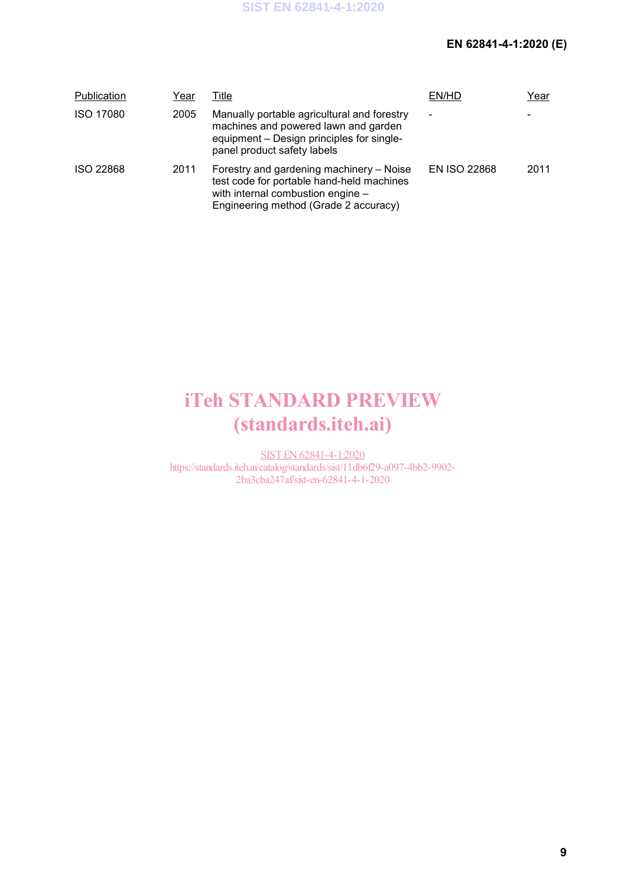| Publication | Year | Title | EN/HD | Year |
|---|---|---|---|---|
| ISO 17080 | 2005 | Manually portable agricultural and forestry machines and powered lawn and garden equipment – Design principles for single-panel product safety labels | - | - |
| ISO 22868 | 2011 | Forestry and gardening machinery – Noise test code for portable hand-held machines with internal combustion engine – Engineering method (Grade 2 accuracy) | EN ISO 22868 | 2011 |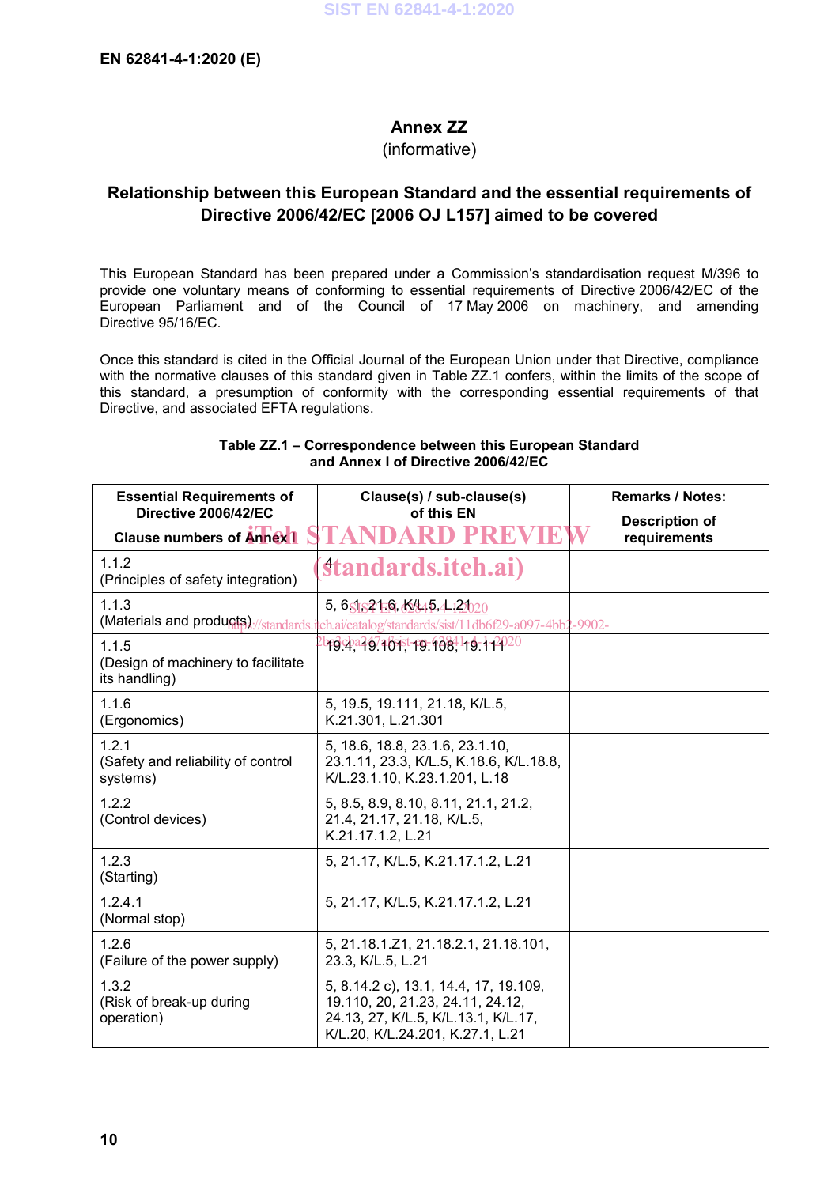## Annex ZZ

(informative)

## Relationship between this European Standard and the essential requirements of Directive 2006/42/EC [2006 OJ L157] aimed to be covered

This European Standard has been prepared under a Commission's standardisation request M/396 to provide one voluntary means of conforming to essential requirements of Directive 2006/42/EC of the European Parliament and of the Council of 17 May 2006 on machinery, and amending Directive 95/16/EC.

Once this standard is cited in the Official Journal of the European Union under that Directive, compliance with the normative clauses of this standard given in Table ZZ.1 confers, within the limits of the scope of this standard, a presumption of conformity with the corresponding essential requirements of that Directive, and associated EFTA regulations.

**Table ZZ.1 – Correspondence between this European Standard and Annex I of Directive 2006/42/EC**

| Essential Requirements of Directive 2006/42/EC<br>Clause numbers of Annex I | Clause(s) / sub-clause(s) of this EN | Remarks / Notes:<br>Description of requirements |
|---|---|---|
| 1.1.2<br>(Principles of safety integration) | 4 | |
| 1.1.3<br>(Materials and products) | 5, 6.1, 21.6, K/L.5, L.21 | |
| 1.1.5<br>(Design of machinery to facilitate its handling) | 19.4, 19.101, 19.108, 19.111 | |
| 1.1.6<br>(Ergonomics) | 5, 19.5, 19.111, 21.18, K/L.5, K.21.301, L.21.301 | |
| 1.2.1<br>(Safety and reliability of control systems) | 5, 18.6, 18.8, 23.1.6, 23.1.10, 23.1.11, 23.3, K/L.5, K.18.6, K/L.18.8, K/L.23.1.10, K.23.1.201, L.18 | |
| 1.2.2<br>(Control devices) | 5, 8.5, 8.9, 8.10, 8.11, 21.1, 21.2, 21.4, 21.17, 21.18, K/L.5, K.21.17.1.2, L.21 | |
| 1.2.3<br>(Starting) | 5, 21.17, K/L.5, K.21.17.1.2, L.21 | |
| 1.2.4.1<br>(Normal stop) | 5, 21.17, K/L.5, K.21.17.1.2, L.21 | |
| 1.2.6<br>(Failure of the power supply) | 5, 21.18.1.Z1, 21.18.2.1, 21.18.101, 23.3, K/L.5, L.21 | |
| 1.3.2<br>(Risk of break-up during operation) | 5, 8.14.2 c), 13.1, 14.4, 17, 19.109, 19.110, 20, 21.23, 24.11, 24.12, 24.13, 27, K/L.5, K/L.13.1, K/L.17, K/L.20, K/L.24.201, K.27.1, L.21 | |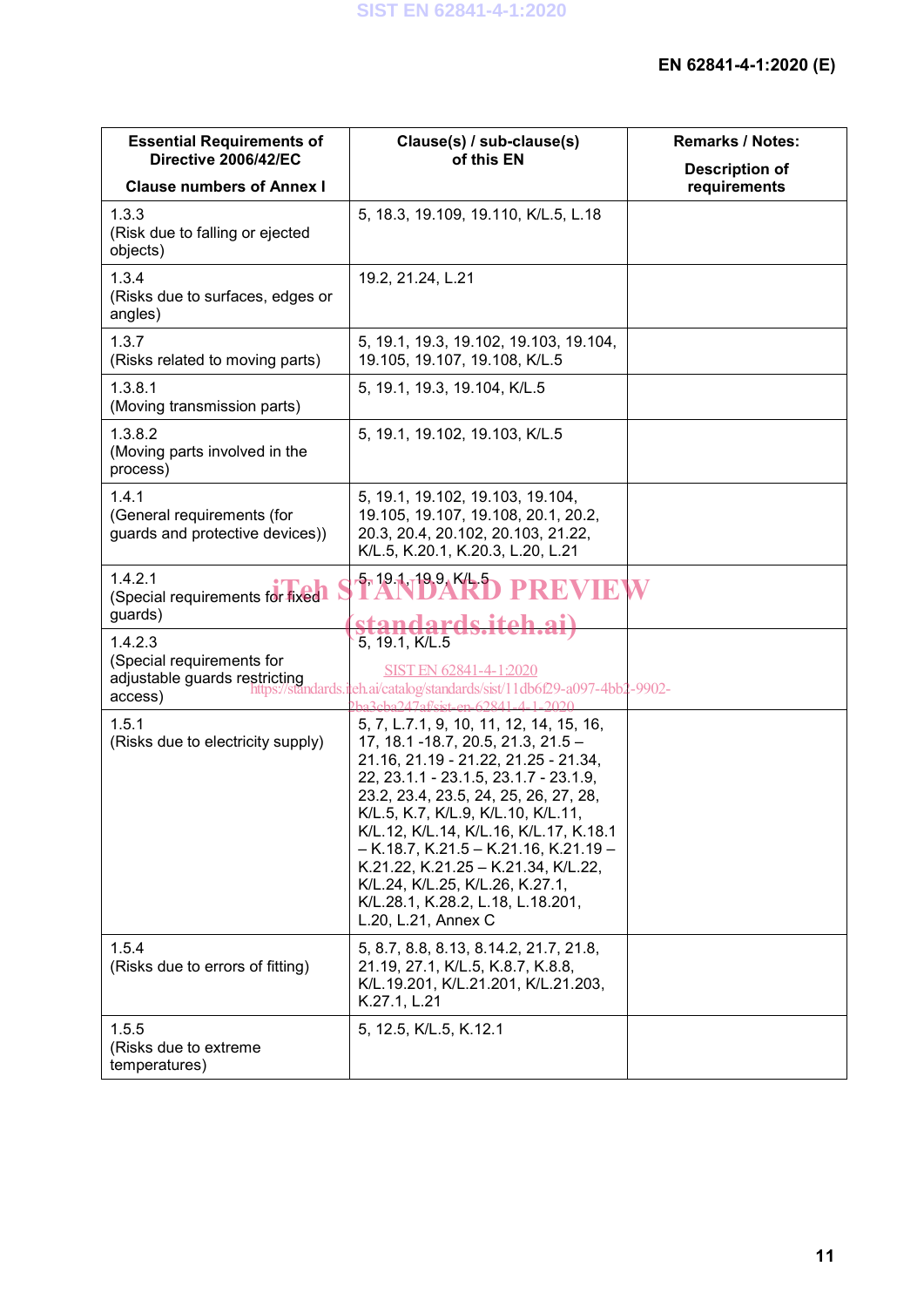| Essential Requirements of Directive 2006/42/EC<br><br>Clause numbers of Annex I | Clause(s) / sub-clause(s) of this EN | Remarks / Notes:<br><br>Description of requirements |
|---|---|---|
| 1.3.3<br>(Risk due to falling or ejected objects) | 5, 18.3, 19.109, 19.110, K/L.5, L.18 | |
| 1.3.4<br>(Risks due to surfaces, edges or angles) | 19.2, 21.24, L.21 | |
| 1.3.7<br>(Risks related to moving parts) | 5, 19.1, 19.3, 19.102, 19.103, 19.104, 19.105, 19.107, 19.108, K/L.5 | |
| 1.3.8.1<br>(Moving transmission parts) | 5, 19.1, 19.3, 19.104, K/L.5 | |
| 1.3.8.2<br>(Moving parts involved in the process) | 5, 19.1, 19.102, 19.103, K/L.5 | |
| 1.4.1<br>(General requirements (for guards and protective devices)) | 5, 19.1, 19.102, 19.103, 19.104, 19.105, 19.107, 19.108, 20.1, 20.2, 20.3, 20.4, 20.102, 20.103, 21.22, K/L.5, K.20.1, K.20.3, L.20, L.21 | |
| 1.4.2.1<br>(Special requirements for fixed guards) | 5, 19.1, 19.9, K/L.5 | |
| 1.4.2.3<br>(Special requirements for adjustable guards restricting access) | 5, 19.1, K/L.5 | |
| 1.5.1<br>(Risks due to electricity supply) | 5, 7, L.7.1, 9, 10, 11, 12, 14, 15, 16, 17, 18.1 -18.7, 20.5, 21.3, 21.5 – 21.16, 21.19 - 21.22, 21.25 - 21.34, 22, 23.1.1 - 23.1.5, 23.1.7 - 23.1.9, 23.2, 23.4, 23.5, 24, 25, 26, 27, 28, K/L.5, K.7, K/L.9, K/L.10, K/L.11, K/L.12, K/L.14, K/L.16, K/L.17, K.18.1 – K.18.7, K.21.5 – K.21.16, K.21.19 – K.21.22, K.21.25 – K.21.34, K/L.22, K/L.24, K/L.25, K/L.26, K.27.1, K/L.28.1, K.28.2, L.18, L.18.201, L.20, L.21, Annex C | |
| 1.5.4<br>(Risks due to errors of fitting) | 5, 8.7, 8.8, 8.13, 8.14.2, 21.7, 21.8, 21.19, 27.1, K/L.5, K.8.7, K.8.8, K/L.19.201, K/L.21.201, K/L.21.203, K.27.1, L.21 | |
| 1.5.5<br>(Risks due to extreme temperatures) | 5, 12.5, K/L.5, K.12.1 | |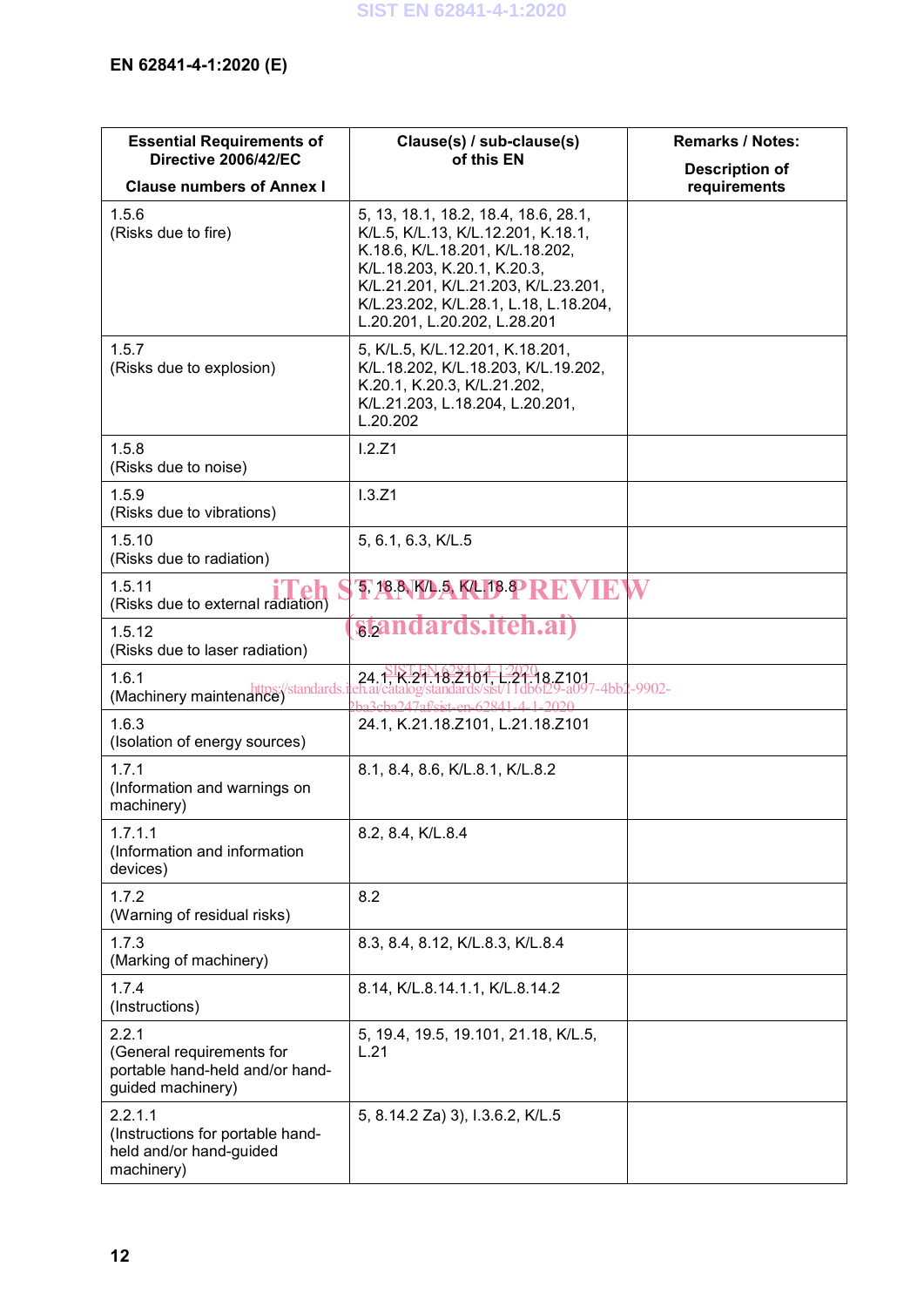| Essential Requirements of Directive 2006/42/EC<br><br>Clause numbers of Annex I | Clause(s) / sub-clause(s) of this EN | Remarks / Notes:<br><br>Description of requirements |
|---|---|---|
| 1.5.6<br>(Risks due to fire) | 5, 13, 18.1, 18.2, 18.4, 18.6, 28.1, K/L.5, K/L.13, K/L.12.201, K.18.1, K.18.6, K/L.18.201, K/L.18.202, K/L.18.203, K.20.1, K.20.3, K/L.21.201, K/L.21.203, K/L.23.201, K/L.23.202, K/L.28.1, L.18, L.18.204, L.20.201, L.20.202, L.28.201 | |
| 1.5.7<br>(Risks due to explosion) | 5, K/L.5, K/L.12.201, K.18.201, K/L.18.202, K/L.18.203, K/L.19.202, K.20.1, K.20.3, K/L.21.202, K/L.21.203, L.18.204, L.20.201, L.20.202 | |
| 1.5.8<br>(Risks due to noise) | I.2.Z1 | |
| 1.5.9<br>(Risks due to vibrations) | I.3.Z1 | |
| 1.5.10<br>(Risks due to radiation) | 5, 6.1, 6.3, K/L.5 | |
| 1.5.11<br>(Risks due to external radiation) | 5, 18.8, K/L.5, K/L.18.8 | |
| 1.5.12<br>(Risks due to laser radiation) | 6.2 | |
| 1.6.1<br>(Machinery maintenance) | 24.1, K.21.18.Z101, L.21.18.Z101 | |
| 1.6.3<br>(Isolation of energy sources) | 24.1, K.21.18.Z101, L.21.18.Z101 | |
| 1.7.1<br>(Information and warnings on machinery) | 8.1, 8.4, 8.6, K/L.8.1, K/L.8.2 | |
| 1.7.1.1<br>(Information and information devices) | 8.2, 8.4, K/L.8.4 | |
| 1.7.2<br>(Warning of residual risks) | 8.2 | |
| 1.7.3<br>(Marking of machinery) | 8.3, 8.4, 8.12, K/L.8.3, K/L.8.4 | |
| 1.7.4<br>(Instructions) | 8.14, K/L.8.14.1.1, K/L.8.14.2 | |
| 2.2.1<br>(General requirements for portable hand-held and/or hand-guided machinery) | 5, 19.4, 19.5, 19.101, 21.18, K/L.5, L.21 | |
| 2.2.1.1<br>(Instructions for portable hand-held and/or hand-guided machinery) | 5, 8.14.2 Za) 3), I.3.6.2, K/L.5 | |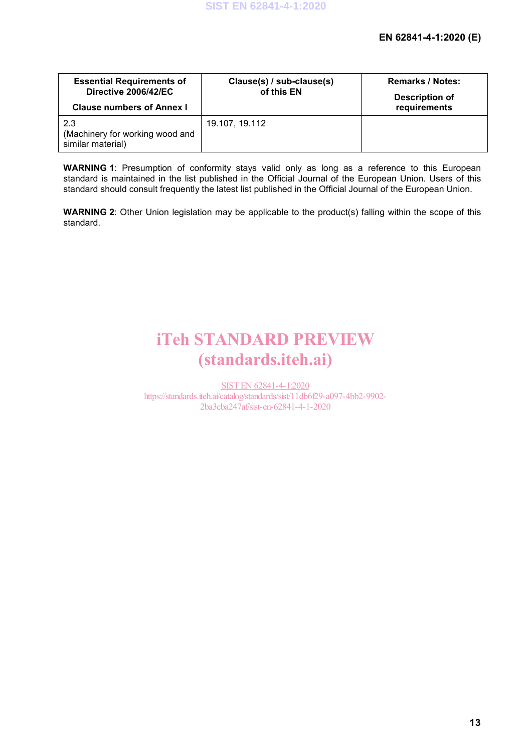| Essential Requirements of Directive 2006/42/EC<br><br>Clause numbers of Annex I | Clause(s) / sub-clause(s) of this EN | Remarks / Notes:<br><br>Description of requirements |
|---|---|---|
| 2.3<br>(Machinery for working wood and similar material) | 19.107, 19.112 | |

**WARNING 1**: Presumption of conformity stays valid only as long as a reference to this European standard is maintained in the list published in the Official Journal of the European Union. Users of this standard should consult frequently the latest list published in the Official Journal of the European Union.

**WARNING 2**: Other Union legislation may be applicable to the product(s) falling within the scope of this standard.